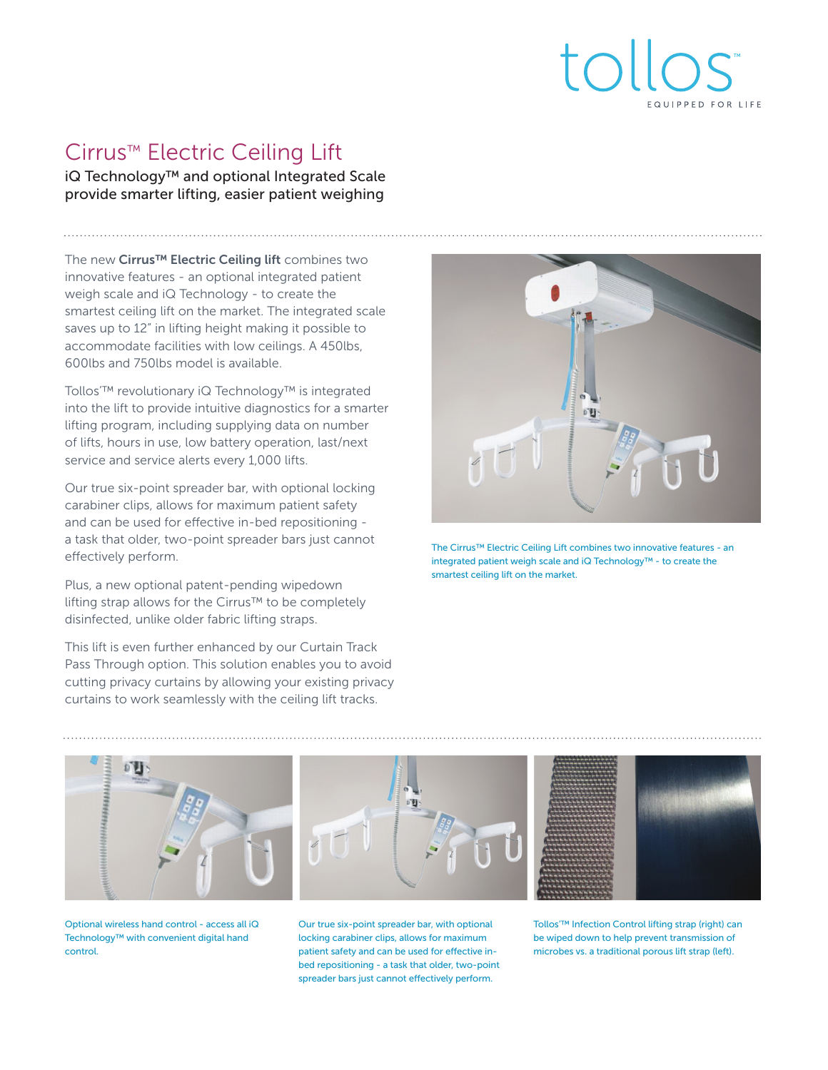tollos™

EQUIPPED FOR LIFE

# Cirrus™ Electric Ceiling Lift

## iQ Technology™ and optional Integrated Scale provide smarter lifting, easier patient weighing

The new **Cirrus™ Electric Ceiling lift** combines two innovative features - an optional integrated patient weigh scale and iQ Technology - to create the smartest ceiling lift on the market. The integrated scale saves up to 12" in lifting height making it possible to accommodate facilities with low ceilings. A 450lbs, 600lbs and 750lbs model is available.

Tollos'™ revolutionary iQ Technology™ is integrated into the lift to provide intuitive diagnostics for a smarter lifting program, including supplying data on number of lifts, hours in use, low battery operation, last/next service and service alerts every 1,000 lifts.

Our true six-point spreader bar, with optional locking carabiner clips, allows for maximum patient safety and can be used for effective in-bed repositioning - a task that older, two-point spreader bars just cannot effectively perform.

Plus, a new optional patent-pending wipedown lifting strap allows for the Cirrus™ to be completely disinfected, unlike older fabric lifting straps.

This lift is even further enhanced by our Curtain Track Pass Through option. This solution enables you to avoid cutting privacy curtains by allowing your existing privacy curtains to work seamlessly with the ceiling lift tracks.

The Cirrus™ Electric Ceiling Lift combines two innovative features - an integrated patient weigh scale and iQ Technology™ - to create the smartest ceiling lift on the market.

Optional wireless hand control - access all iQ Technology™ with convenient digital hand control.

Our true six-point spreader bar, with optional locking carabiner clips, allows for maximum patient safety and can be used for effective in-bed repositioning - a task that older, two-point spreader bars just cannot effectively perform.

Tollos'™ Infection Control lifting strap (right) can be wiped down to help prevent transmission of microbes vs. a traditional porous lift strap (left).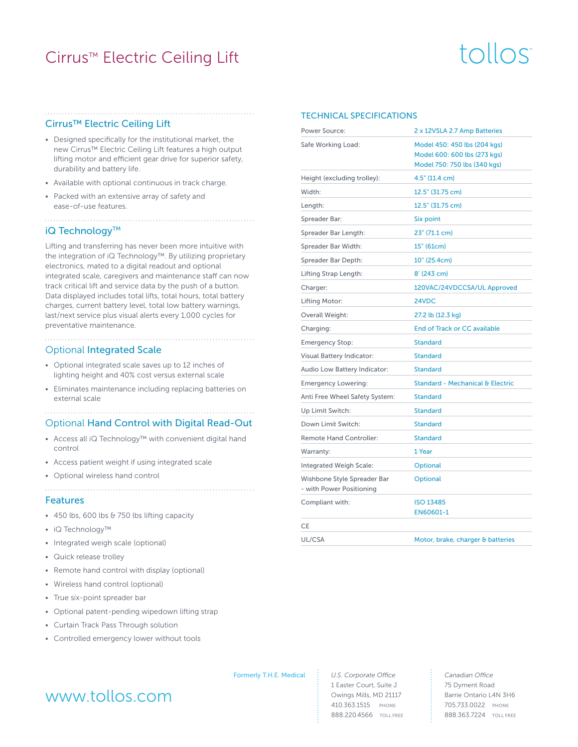# Cirrus™ Electric Ceiling Lift

tollos™

## Cirrus™ Electric Ceiling Lift

- Designed specifically for the institutional market, the new Cirrus™ Electric Ceiling Lift features a high output lifting motor and efficient gear drive for superior safety, durability and battery life.
- Available with optional continuous in track charge.
- Packed with an extensive array of safety and ease-of-use features.

## iQ Technology™

Lifting and transferring has never been more intuitive with the integration of iQ Technology™. By utilizing proprietary electronics, mated to a digital readout and optional integrated scale, caregivers and maintenance staff can now track critical lift and service data by the push of a button. Data displayed includes total lifts, total hours, total battery charges, current battery level, total low battery warnings, last/next service plus visual alerts every 1,000 cycles for preventative maintenance.

## Optional Integrated Scale

- Optional integrated scale saves up to 12 inches of lighting height and 40% cost versus external scale
- Eliminates maintenance including replacing batteries on external scale

## Optional Hand Control with Digital Read-Out

- Access all iQ Technology™ with convenient digital hand control
- Access patient weight if using integrated scale
- Optional wireless hand control

## Features

- 450 lbs, 600 lbs & 750 lbs lifting capacity
- iQ Technology™
- Integrated weigh scale (optional)
- Quick release trolley
- Remote hand control with display (optional)
- Wireless hand control (optional)
- True six-point spreader bar
- Optional patent-pending wipedown lifting strap
- Curtain Track Pass Through solution
- Controlled emergency lower without tools

## TECHNICAL SPECIFICATIONS

| | |
|---|---|
| Power Source: | 2 x 12VSLA 2.7 Amp Batteries |
| Safe Working Load: | Model 450: 450 lbs (204 kgs)<br>Model 600: 600 lbs (273 kgs)<br>Model 750: 750 lbs (340 kgs) |
| Height (excluding trolley): | 4.5" (11.4 cm) |
| Width: | 12.5" (31.75 cm) |
| Length: | 12.5" (31.75 cm) |
| Spreader Bar: | Six point |
| Spreader Bar Length: | 23" (71.1 cm) |
| Spreader Bar Width: | 15" (61cm) |
| Spreader Bar Depth: | 10" (25.4cm) |
| Lifting Strap Length: | 8' (243 cm) |
| Charger: | 120VAC/24VDCCSA/UL Approved |
| Lifting Motor: | 24VDC |
| Overall Weight: | 27.2 lb (12.3 kg) |
| Charging: | End of Track or CC available |
| Emergency Stop: | Standard |
| Visual Battery Indicator: | Standard |
| Audio Low Battery Indicator: | Standard |
| Emergency Lowering: | Standard - Mechanical & Electric |
| Anti Free Wheel Safety System: | Standard |
| Up Limit Switch: | Standard |
| Down Limit Switch: | Standard |
| Remote Hand Controller: | Standard |
| Warranty: | 1 Year |
| Integrated Weigh Scale: | Optional |
| Wishbone Style Spreader Bar - with Power Positioning | Optional |
| Compliant with: | ISO 13485<br>EN60601-1 |
| CE | |
| UL/CSA | Motor, brake, charger & batteries |

www.tollos.com

Formerly T.H.E. Medical

*U.S. Corporate Office*
1 Easter Court, Suite J
Owings Mills, MD 21117
410.363.1515 PHONE
888.220.4566 TOLL FREE

*Canadian Office*
75 Dyment Road
Barrie Ontario L4N 3H6
705.733.0022 PHONE
888.363.7224 TOLL FREE